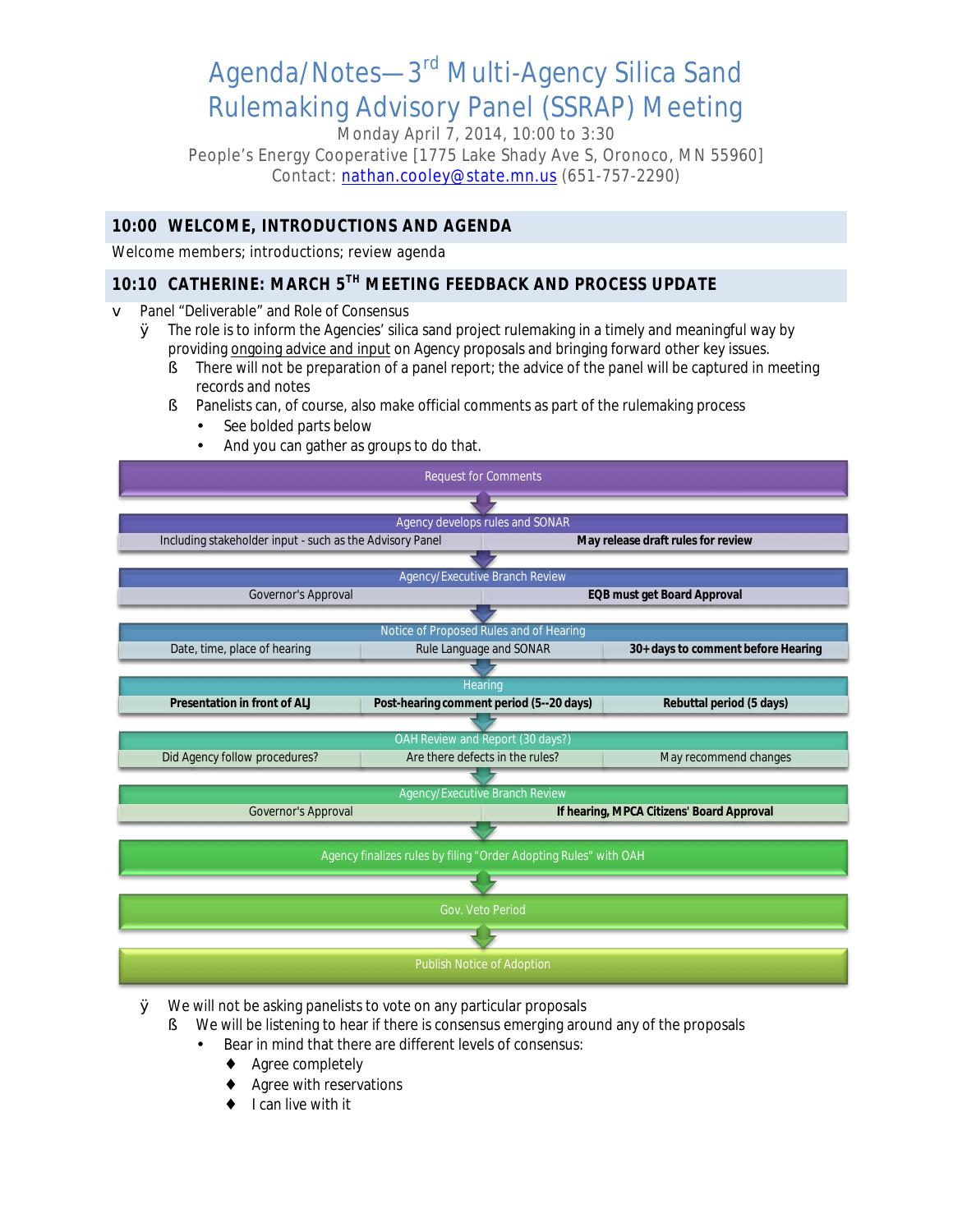# Agenda/Notes—3rd Multi-Agency Silica Sand Rulemaking Advisory Panel (SSRAP) Meeting

Monday April 7, 2014, 10:00 to 3:30
People's Energy Cooperative [1775 Lake Shady Ave S, Oronoco, MN 55960]
Contact: nathan.cooley@state.mn.us (651-757-2290)

## 10:00 WELCOME, INTRODUCTIONS AND AGENDA

Welcome members; introductions; review agenda

## 10:10 CATHERINE: MARCH 5TH MEETING FEEDBACK AND PROCESS UPDATE

- Panel "Deliverable" and Role of Consensus
  - The role is to inform the Agencies' silica sand project rulemaking in a timely and meaningful way by providing ongoing advice and input on Agency proposals and bringing forward other key issues.
    - There will not be preparation of a panel report; the advice of the panel will be captured in meeting records and notes
    - Panelists can, of course, also make official comments as part of the rulemaking process
      - See bolded parts below
      - And you can gather as groups to do that.

Request for Comments

↓

Agency develops rules and SONAR
- Including stakeholder input - such as the Advisory Panel
- **May release draft rules for review**

↓

Agency/Executive Branch Review
- Governor's Approval
- **EQB must get Board Approval**

↓

Notice of Proposed Rules and of Hearing
- Date, time, place of hearing
- Rule Language and SONAR
- **30+ days to comment before Hearing**

↓

Hearing
- **Presentation in front of ALJ**
- **Post-hearing comment period (5--20 days)**
- **Rebuttal period (5 days)**

↓

OAH Review and Report (30 days?)
- Did Agency follow procedures?
- Are there defects in the rules?
- May recommend changes

↓

Agency/Executive Branch Review
- Governor's Approval
- **If hearing, MPCA Citizens' Board Approval**

↓

Agency finalizes rules by filing "Order Adopting Rules" with OAH

↓

Gov. Veto Period

↓

Publish Notice of Adoption

- We will not be asking panelists to vote on any particular proposals
  - We will be listening to hear if there is consensus emerging around any of the proposals
    - Bear in mind that there are different levels of consensus:
      - Agree completely
      - Agree with reservations
      - I can live with it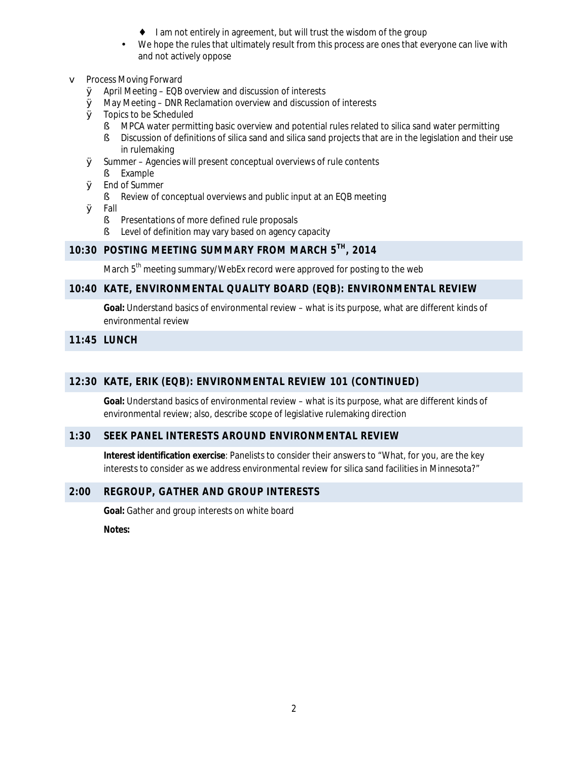- I am not entirely in agreement, but will trust the wisdom of the group
  - We hope the rules that ultimately result from this process are ones that everyone can live with and not actively oppose

- Process Moving Forward
  - April Meeting – EQB overview and discussion of interests
  - May Meeting – DNR Reclamation overview and discussion of interests
  - Topics to be Scheduled
    - MPCA water permitting basic overview and potential rules related to silica sand water permitting
    - Discussion of definitions of silica sand and silica sand projects that are in the legislation and their use in rulemaking
  - Summer – Agencies will present conceptual overviews of rule contents
    - Example
  - End of Summer
    - Review of conceptual overviews and public input at an EQB meeting
  - Fall
    - Presentations of more defined rule proposals
    - Level of definition may vary based on agency capacity

## 10:30 POSTING MEETING SUMMARY FROM MARCH 5TH, 2014

March 5th meeting summary/WebEx record were approved for posting to the web

## 10:40 KATE, ENVIRONMENTAL QUALITY BOARD (EQB): ENVIRONMENTAL REVIEW

**Goal:** Understand basics of environmental review – what is its purpose, what are different kinds of environmental review

## 11:45 LUNCH

## 12:30 KATE, ERIK (EQB): ENVIRONMENTAL REVIEW 101 (CONTINUED)

**Goal:** Understand basics of environmental review – what is its purpose, what are different kinds of environmental review; also, describe scope of legislative rulemaking direction

## 1:30 SEEK PANEL INTERESTS AROUND ENVIRONMENTAL REVIEW

**Interest identification exercise**: Panelists to consider their answers to "What, for you, are the key interests to consider as we address environmental review for silica sand facilities in Minnesota?"

## 2:00 REGROUP, GATHER AND GROUP INTERESTS

**Goal:** Gather and group interests on white board

**Notes:**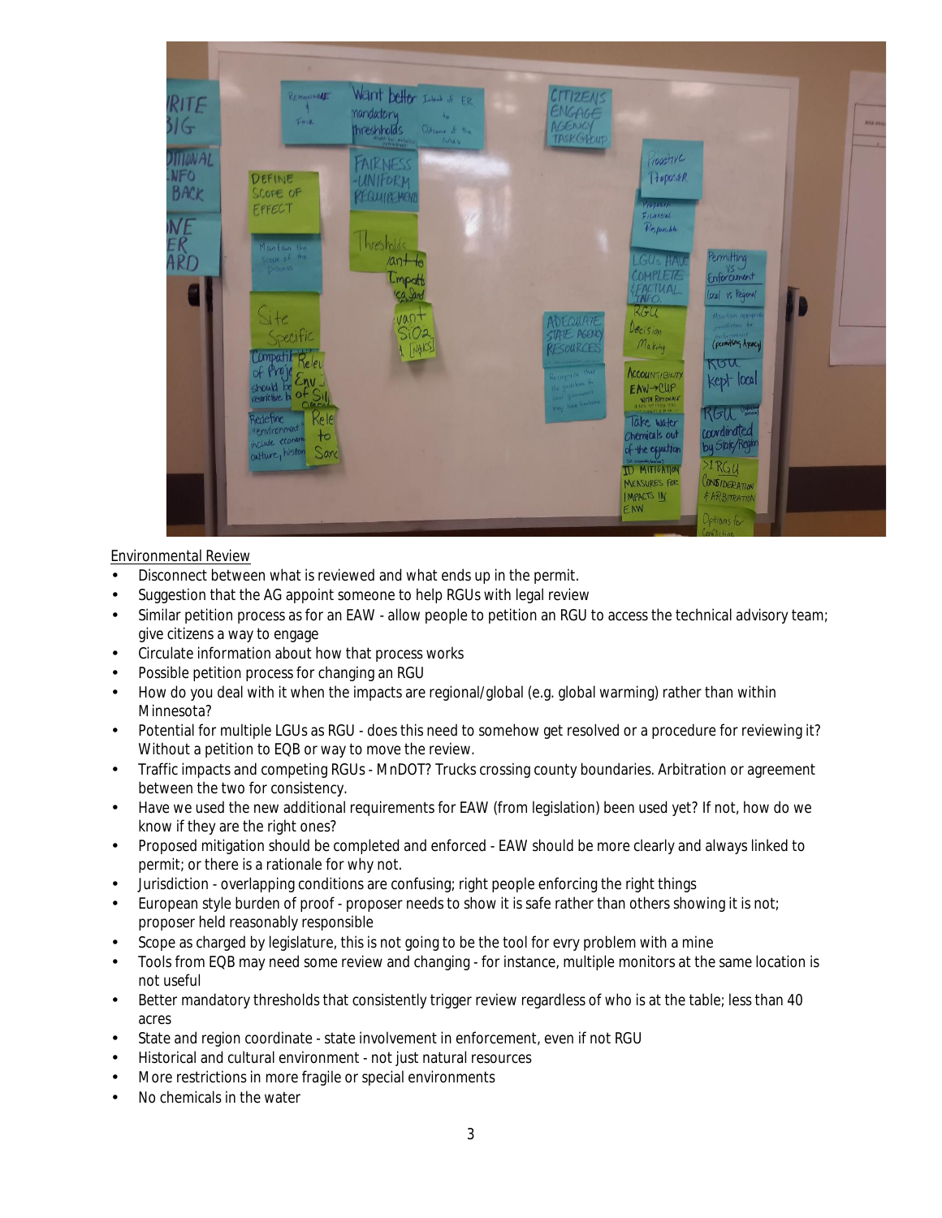Environmental Review

- Disconnect between what is reviewed and what ends up in the permit.
- Suggestion that the AG appoint someone to help RGUs with legal review
- Similar petition process as for an EAW - allow people to petition an RGU to access the technical advisory team; give citizens a way to engage
- Circulate information about how that process works
- Possible petition process for changing an RGU
- How do you deal with it when the impacts are regional/global (e.g. global warming) rather than within Minnesota?
- Potential for multiple LGUs as RGU - does this need to somehow get resolved or a procedure for reviewing it? Without a petition to EQB or way to move the review.
- Traffic impacts and competing RGUs - MnDOT? Trucks crossing county boundaries. Arbitration or agreement between the two for consistency.
- Have we used the new additional requirements for EAW (from legislation) been used yet? If not, how do we know if they are the right ones?
- Proposed mitigation should be completed and enforced - EAW should be more clearly and always linked to permit; or there is a rationale for why not.
- Jurisdiction - overlapping conditions are confusing; right people enforcing the right things
- European style burden of proof - proposer needs to show it is safe rather than others showing it is not; proposer held reasonably responsible
- Scope as charged by legislature, this is not going to be the tool for evry problem with a mine
- Tools from EQB may need some review and changing - for instance, multiple monitors at the same location is not useful
- Better mandatory thresholds that consistently trigger review regardless of who is at the table; less than 40 acres
- State and region coordinate - state involvement in enforcement, even if not RGU
- Historical and cultural environment - not just natural resources
- More restrictions in more fragile or special environments
- No chemicals in the water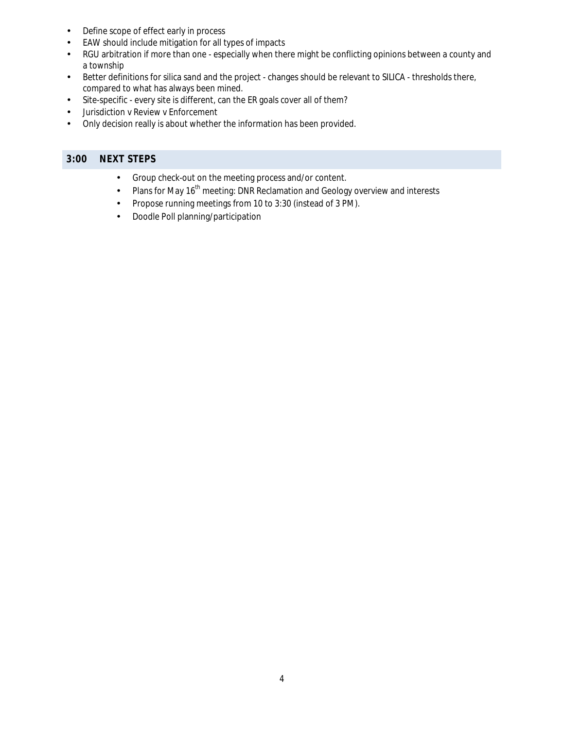- Define scope of effect early in process
- EAW should include mitigation for all types of impacts
- RGU arbitration if more than one - especially when there might be conflicting opinions between a county and a township
- Better definitions for silica sand and the project - changes should be relevant to SILICA - thresholds there, compared to what has always been mined.
- Site-specific - every site is different, can the ER goals cover all of them?
- Jurisdiction v Review v Enforcement
- Only decision really is about whether the information has been provided.

## 3:00 NEXT STEPS

- Group check-out on the meeting process and/or content.
- Plans for May 16th meeting: DNR Reclamation and Geology overview and interests
- Propose running meetings from 10 to 3:30 (instead of 3 PM).
- Doodle Poll planning/participation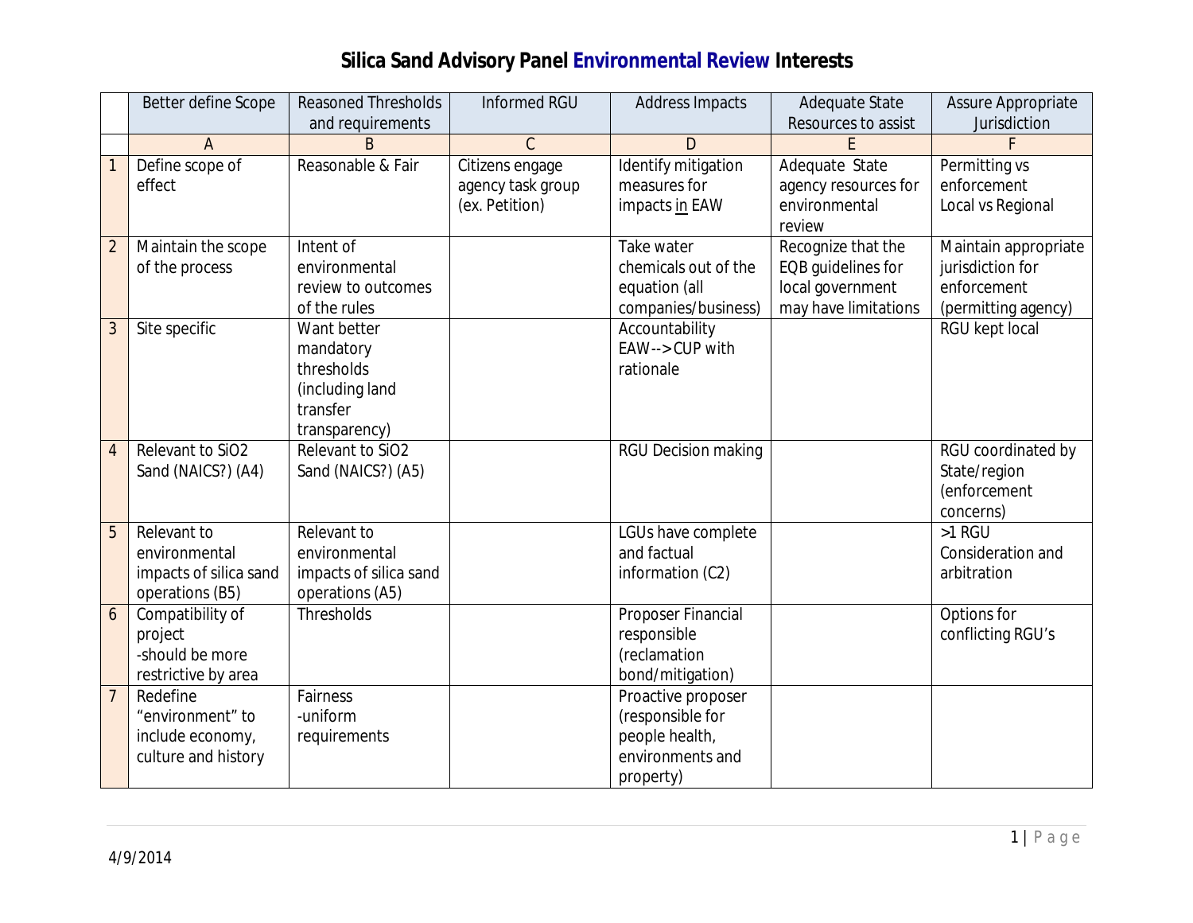# Silica Sand Advisory Panel Environmental Review Interests

| | Better define Scope | Reasoned Thresholds and requirements | Informed RGU | Address Impacts | Adequate State Resources to assist | Assure Appropriate Jurisdiction |
|---|---|---|---|---|---|---|
| | A | B | C | D | E | F |
| 1 | Define scope of effect | Reasonable & Fair | Citizens engage agency task group (ex. Petition) | Identify mitigation measures for impacts in EAW | Adequate State agency resources for environmental review | Permitting vs enforcement Local vs Regional |
| 2 | Maintain the scope of the process | Intent of environmental review to outcomes of the rules | | Take water chemicals out of the equation (all companies/business) | Recognize that the EQB guidelines for local government may have limitations | Maintain appropriate jurisdiction for enforcement (permitting agency) |
| 3 | Site specific | Want better mandatory thresholds (including land transfer transparency) | | Accountability EAW-->CUP with rationale | | RGU kept local |
| 4 | Relevant to SiO2 Sand (NAICS?) (A4) | Relevant to SiO2 Sand (NAICS?) (A5) | | RGU Decision making | | RGU coordinated by State/region (enforcement concerns) |
| 5 | Relevant to environmental impacts of silica sand operations (B5) | Relevant to environmental impacts of silica sand operations (A5) | | LGUs have complete and factual information (C2) | | >1 RGU Consideration and arbitration |
| 6 | Compatibility of project -should be more restrictive by area | Thresholds | | Proposer Financial responsible (reclamation bond/mitigation) | | Options for conflicting RGU's |
| 7 | Redefine "environment" to include economy, culture and history | Fairness -uniform requirements | | Proactive proposer (responsible for people health, environments and property) | | |

4/9/2014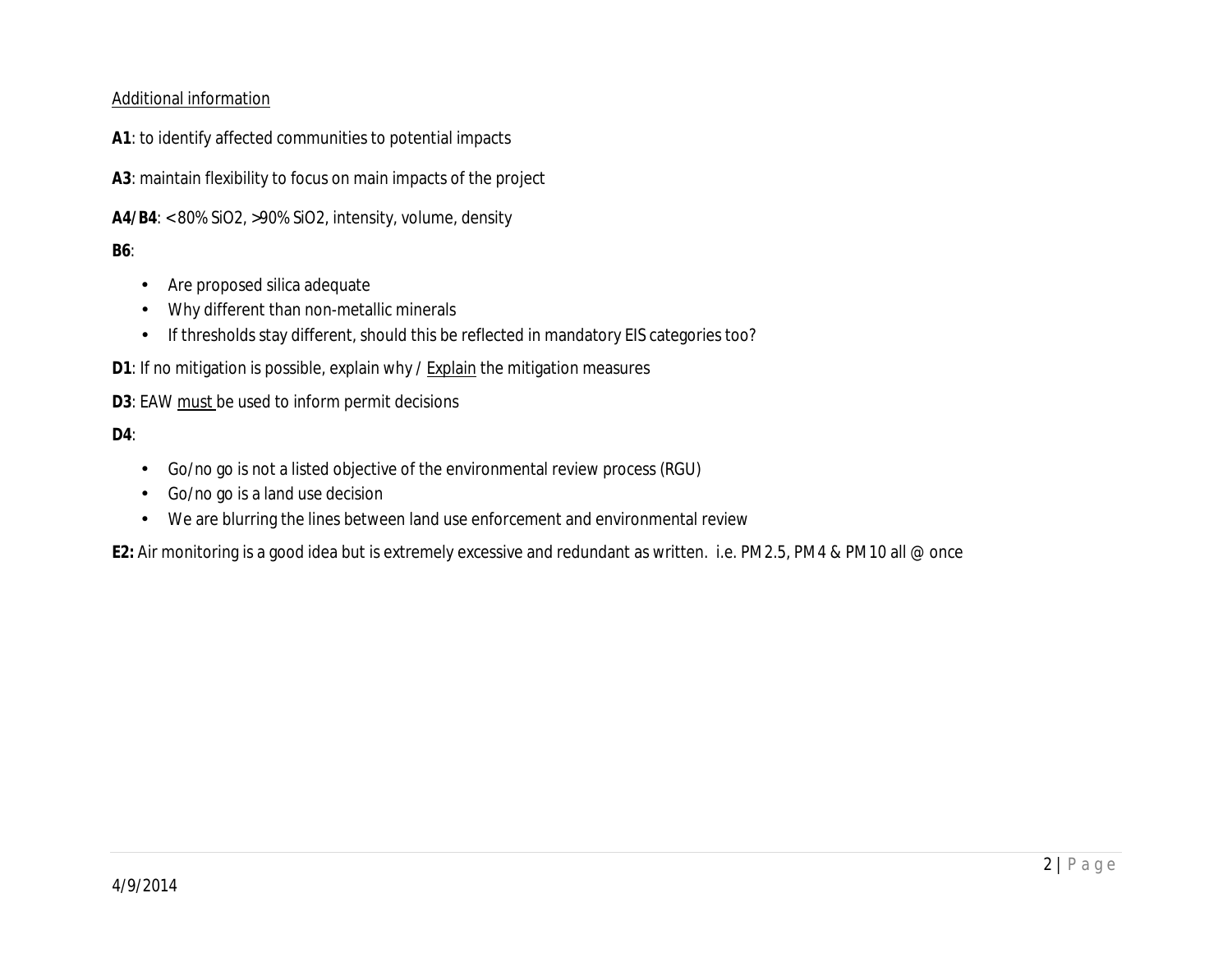<u>Additional information</u>

**A1**: to identify affected communities to potential impacts

**A3**: maintain flexibility to focus on main impacts of the project

**A4/B4**: < 80% $SiO_2$, >90% $SiO_2$, intensity, volume, density

**B6**:

- Are proposed silica adequate
- Why different than non-metallic minerals
- If thresholds stay different, should this be reflected in mandatory EIS categories too?

**D1**: If no mitigation is possible, explain why / <u>Explain</u> the mitigation measures

**D3**: EAW <u>must</u> be used to inform permit decisions

**D4**:

- Go/no go is not a listed objective of the environmental review process (RGU)
- Go/no go is a land use decision
- We are blurring the lines between land use enforcement and environmental review

**E2:** Air monitoring is a good idea but is extremely excessive and redundant as written. i.e. PM 2.5, PM 4 & PM 10 all @ once